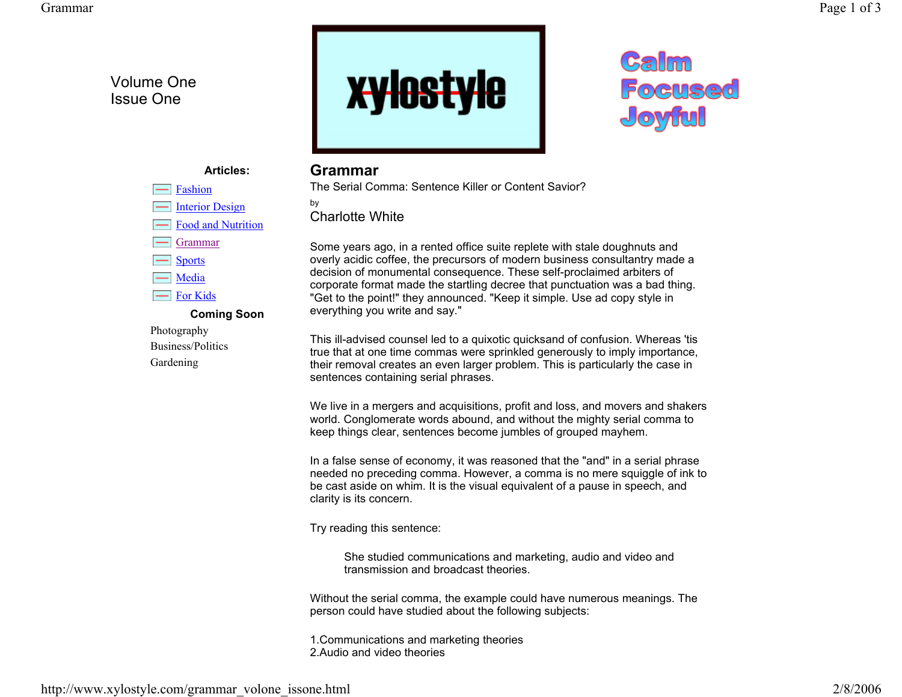Volume One
Issue One

xylostyle

Calm
Focused
Joyful

**Articles:**

- Fashion
- Interior Design
- Food and Nutrition
- Grammar
- Sports
- Media
- For Kids

**Coming Soon**

Photography
Business/Politics
Gardening

## Grammar

The Serial Comma: Sentence Killer or Content Savior?

by

Charlotte White

Some years ago, in a rented office suite replete with stale doughnuts and overly acidic coffee, the precursors of modern business consultantry made a decision of monumental consequence. These self-proclaimed arbiters of corporate format made the startling decree that punctuation was a bad thing. "Get to the point!" they announced. "Keep it simple. Use ad copy style in everything you write and say."

This ill-advised counsel led to a quixotic quicksand of confusion. Whereas 'tis true that at one time commas were sprinkled generously to imply importance, their removal creates an even larger problem. This is particularly the case in sentences containing serial phrases.

We live in a mergers and acquisitions, profit and loss, and movers and shakers world. Conglomerate words abound, and without the mighty serial comma to keep things clear, sentences become jumbles of grouped mayhem.

In a false sense of economy, it was reasoned that the "and" in a serial phrase needed no preceding comma. However, a comma is no mere squiggle of ink to be cast aside on whim. It is the visual equivalent of a pause in speech, and clarity is its concern.

Try reading this sentence:

> She studied communications and marketing, audio and video and transmission and broadcast theories.

Without the serial comma, the example could have numerous meanings. The person could have studied about the following subjects:

1.Communications and marketing theories
2.Audio and video theories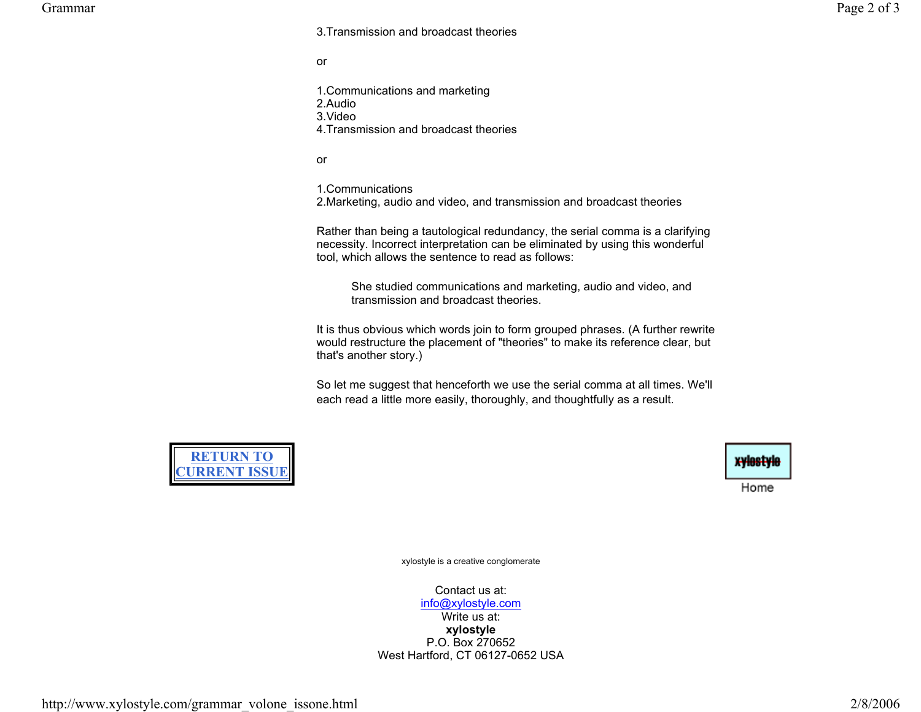3.Transmission and broadcast theories

or

1.Communications and marketing
2.Audio
3.Video
4.Transmission and broadcast theories

or

1.Communications
2.Marketing, audio and video, and transmission and broadcast theories

Rather than being a tautological redundancy, the serial comma is a clarifying necessity. Incorrect interpretation can be eliminated by using this wonderful tool, which allows the sentence to read as follows:

> She studied communications and marketing, audio and video, and transmission and broadcast theories.

It is thus obvious which words join to form grouped phrases. (A further rewrite would restructure the placement of "theories" to make its reference clear, but that's another story.)

So let me suggest that henceforth we use the serial comma at all times. We'll each read a little more easily, thoroughly, and thoughtfully as a result.

RETURN TO CURRENT ISSUE

xylostyle

Home

xylostyle is a creative conglomerate

Contact us at:
info@xylostyle.com
Write us at:
**xylostyle**
P.O. Box 270652
West Hartford, CT 06127-0652 USA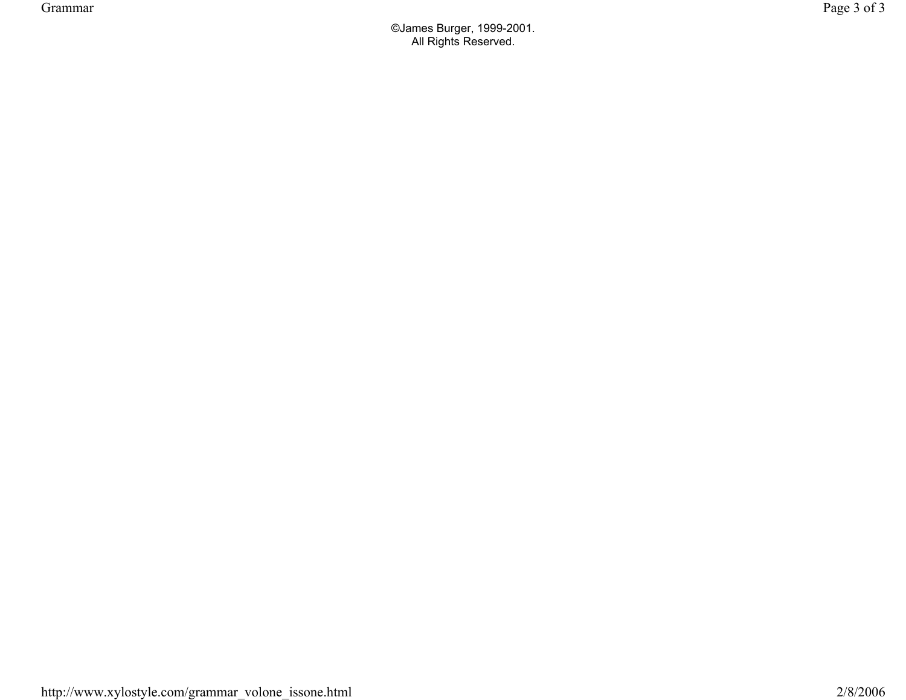©James Burger, 1999-2001.
All Rights Reserved.